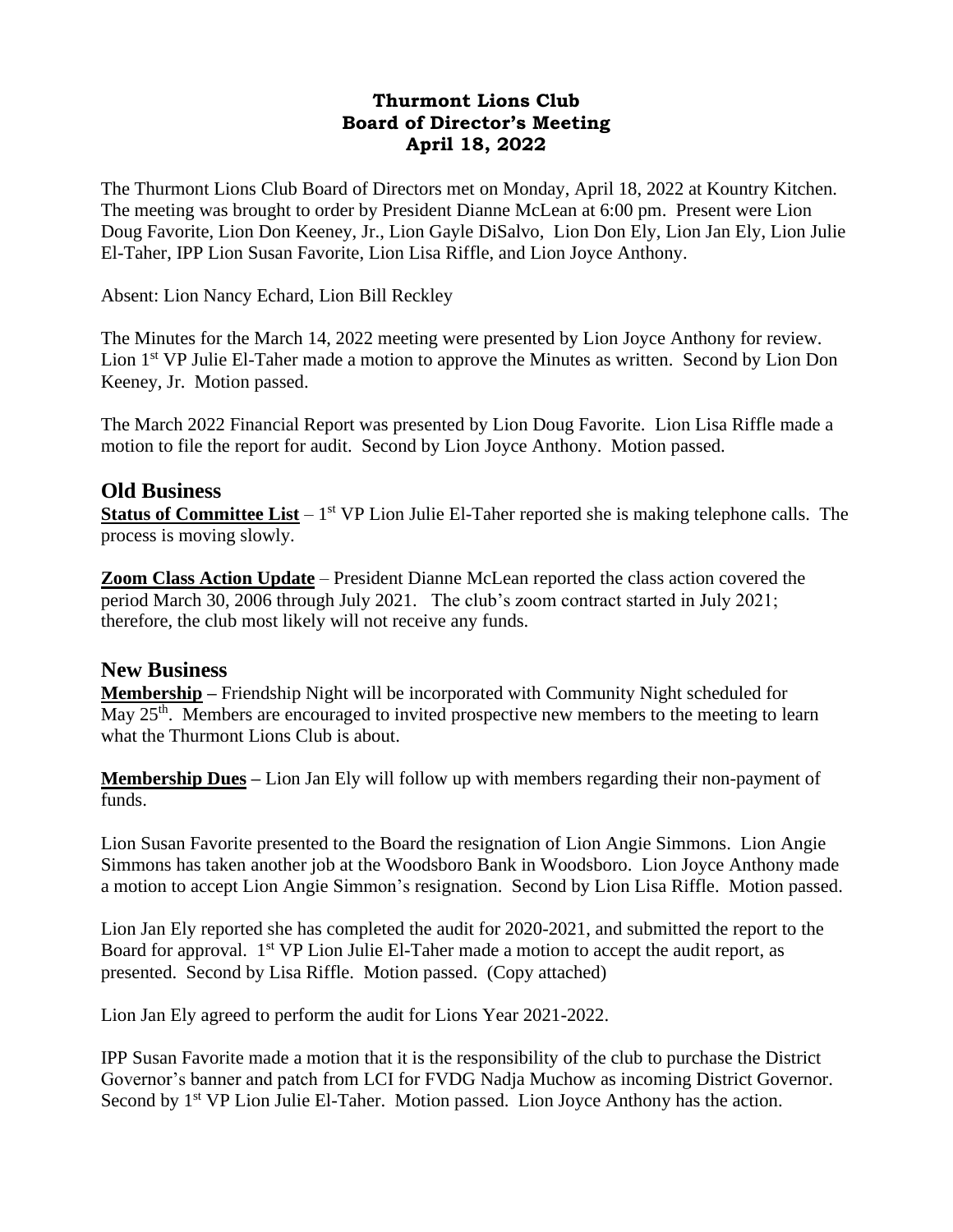**Thurmont Lions Club**
**Board of Director's Meeting**
**April 18, 2022**

The Thurmont Lions Club Board of Directors met on Monday, April 18, 2022 at Kountry Kitchen. The meeting was brought to order by President Dianne McLean at 6:00 pm. Present were Lion Doug Favorite, Lion Don Keeney, Jr., Lion Gayle DiSalvo, Lion Don Ely, Lion Jan Ely, Lion Julie El-Taher, IPP Lion Susan Favorite, Lion Lisa Riffle, and Lion Joyce Anthony.

Absent: Lion Nancy Echard, Lion Bill Reckley

The Minutes for the March 14, 2022 meeting were presented by Lion Joyce Anthony for review. Lion 1st VP Julie El-Taher made a motion to approve the Minutes as written. Second by Lion Don Keeney, Jr. Motion passed.

The March 2022 Financial Report was presented by Lion Doug Favorite. Lion Lisa Riffle made a motion to file the report for audit. Second by Lion Joyce Anthony. Motion passed.

## Old Business

**Status of Committee List** – 1st VP Lion Julie El-Taher reported she is making telephone calls. The process is moving slowly.

**Zoom Class Action Update** – President Dianne McLean reported the class action covered the period March 30, 2006 through July 2021. The club's zoom contract started in July 2021; therefore, the club most likely will not receive any funds.

## New Business

**Membership –** Friendship Night will be incorporated with Community Night scheduled for May 25th. Members are encouraged to invited prospective new members to the meeting to learn what the Thurmont Lions Club is about.

**Membership Dues –** Lion Jan Ely will follow up with members regarding their non-payment of funds.

Lion Susan Favorite presented to the Board the resignation of Lion Angie Simmons. Lion Angie Simmons has taken another job at the Woodsboro Bank in Woodsboro. Lion Joyce Anthony made a motion to accept Lion Angie Simmon's resignation. Second by Lion Lisa Riffle. Motion passed.

Lion Jan Ely reported she has completed the audit for 2020-2021, and submitted the report to the Board for approval. 1st VP Lion Julie El-Taher made a motion to accept the audit report, as presented. Second by Lisa Riffle. Motion passed. (Copy attached)

Lion Jan Ely agreed to perform the audit for Lions Year 2021-2022.

IPP Susan Favorite made a motion that it is the responsibility of the club to purchase the District Governor's banner and patch from LCI for FVDG Nadja Muchow as incoming District Governor. Second by 1st VP Lion Julie El-Taher. Motion passed. Lion Joyce Anthony has the action.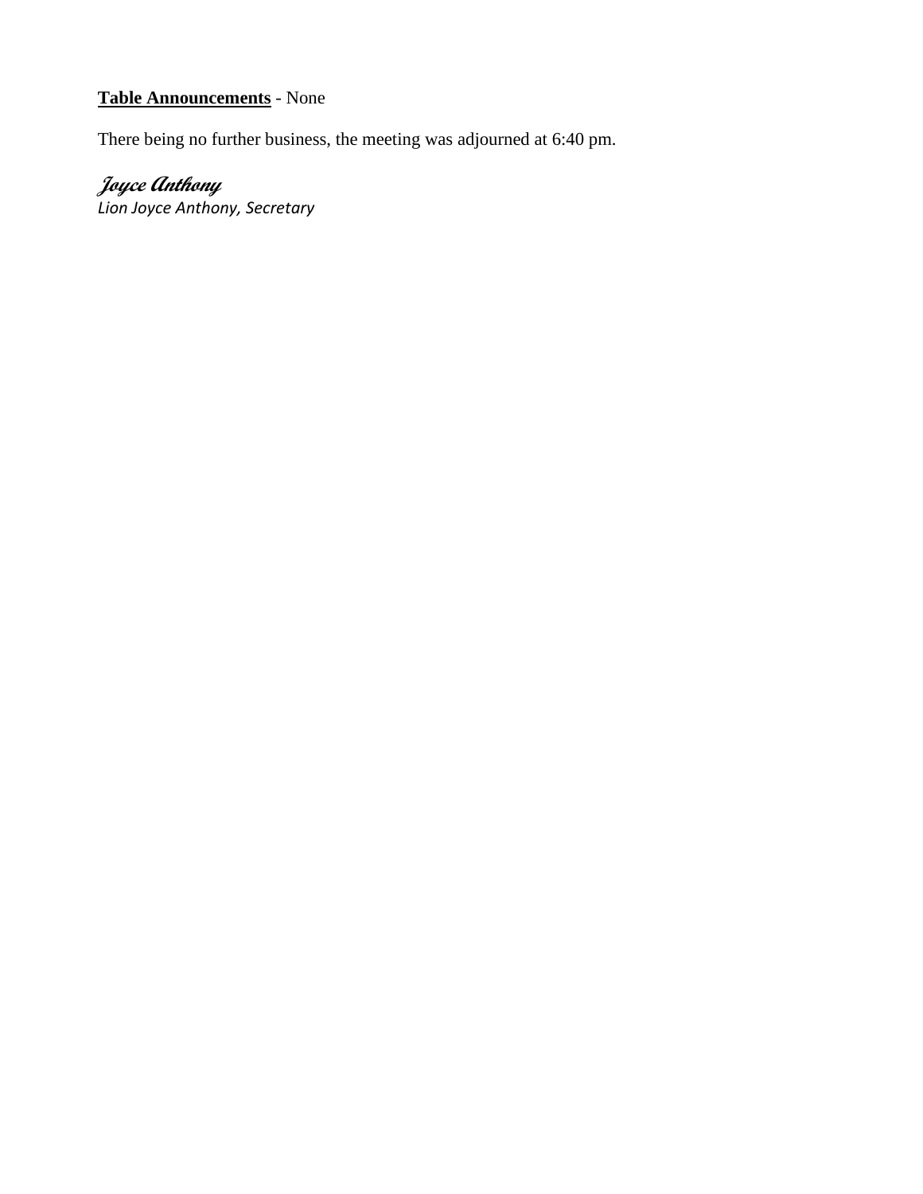**Table Announcements** - None

There being no further business, the meeting was adjourned at 6:40 pm.

***Joyce Anthony***
*Lion Joyce Anthony, Secretary*